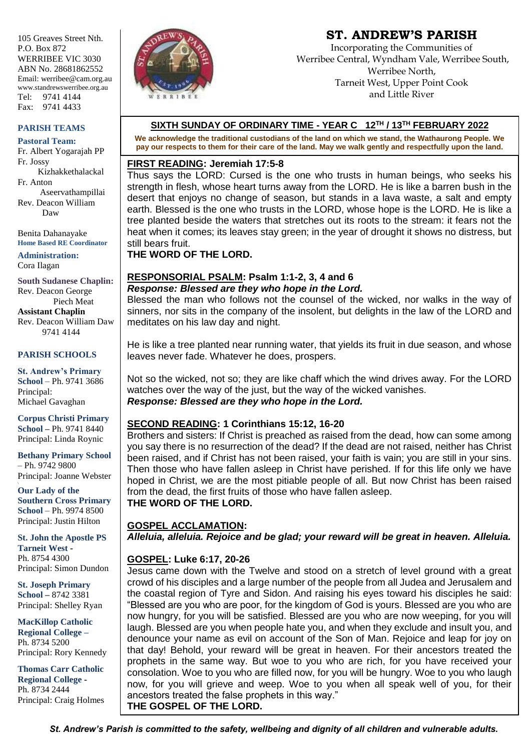105 Greaves Street Nth.
P.O. Box 872
WERRIBEE VIC 3030
ABN No. 28681862552
Email: werribee@cam.org.au
www.standrewswerribee.org.au
Tel: 9741 4144
Fax: 9741 4433

**PARISH TEAMS**

**Pastoral Team:**
Fr. Albert Yogarajah PP
Fr. Jossy Kizhakkethalackal
Fr. Anton Aseervathampillai
Rev. Deacon William Daw

Benita Dahanayake
**Home Based RE Coordinator**

**Administration:**
Cora Ilagan

**South Sudanese Chaplin:**
Rev. Deacon George Piech Meat
**Assistant Chaplin**
Rev. Deacon William Daw
9741 4144

**PARISH SCHOOLS**

**St. Andrew's Primary School** – Ph. 9741 3686
Principal: Michael Gavaghan

**Corpus Christi Primary School** – Ph. 9741 8440
Principal: Linda Roynic

**Bethany Primary School** – Ph. 9742 9800
Principal: Joanne Webster

**Our Lady of the Southern Cross Primary School** – Ph. 9974 8500
Principal: Justin Hilton

**St. John the Apostle PS Tarneit West** - Ph. 8754 4300
Principal: Simon Dundon

**St. Joseph Primary School** – 8742 3381
Principal: Shelley Ryan

**MacKillop Catholic Regional College** – Ph. 8734 5200
Principal: Rory Kennedy

**Thomas Carr Catholic Regional College** - Ph. 8734 2444
Principal: Craig Holmes

# ST. ANDREW'S PARISH

Incorporating the Communities of
Werribee Central, Wyndham Vale, Werribee South,
Werribee North,
Tarneit West, Upper Point Cook
and Little River

## SIXTH SUNDAY OF ORDINARY TIME - YEAR C 12TH / 13TH FEBRUARY 2022

**We acknowledge the traditional custodians of the land on which we stand, the Wathaurong People. We pay our respects to them for their care of the land. May we walk gently and respectfully upon the land.**

**FIRST READING: Jeremiah 17:5-8**

Thus says the LORD: Cursed is the one who trusts in human beings, who seeks his strength in flesh, whose heart turns away from the LORD. He is like a barren bush in the desert that enjoys no change of season, but stands in a lava waste, a salt and empty earth. Blessed is the one who trusts in the LORD, whose hope is the LORD. He is like a tree planted beside the waters that stretches out its roots to the stream: it fears not the heat when it comes; its leaves stay green; in the year of drought it shows no distress, but still bears fruit.

**THE WORD OF THE LORD.**

**RESPONSORIAL PSALM: Psalm 1:1-2, 3, 4 and 6**

***Response: Blessed are they who hope in the Lord.***

Blessed the man who follows not the counsel of the wicked, nor walks in the way of sinners, nor sits in the company of the insolent, but delights in the law of the LORD and meditates on his law day and night.

He is like a tree planted near running water, that yields its fruit in due season, and whose leaves never fade. Whatever he does, prospers.

Not so the wicked, not so; they are like chaff which the wind drives away. For the LORD watches over the way of the just, but the way of the wicked vanishes.

***Response: Blessed are they who hope in the Lord.***

**SECOND READING: 1 Corinthians 15:12, 16-20**

Brothers and sisters: If Christ is preached as raised from the dead, how can some among you say there is no resurrection of the dead? If the dead are not raised, neither has Christ been raised, and if Christ has not been raised, your faith is vain; you are still in your sins. Then those who have fallen asleep in Christ have perished. If for this life only we have hoped in Christ, we are the most pitiable people of all. But now Christ has been raised from the dead, the first fruits of those who have fallen asleep.

**THE WORD OF THE LORD.**

**GOSPEL ACCLAMATION:**

***Alleluia, alleluia. Rejoice and be glad; your reward will be great in heaven. Alleluia.***

**GOSPEL: Luke 6:17, 20-26**

Jesus came down with the Twelve and stood on a stretch of level ground with a great crowd of his disciples and a large number of the people from all Judea and Jerusalem and the coastal region of Tyre and Sidon. And raising his eyes toward his disciples he said: "Blessed are you who are poor, for the kingdom of God is yours. Blessed are you who are now hungry, for you will be satisfied. Blessed are you who are now weeping, for you will laugh. Blessed are you when people hate you, and when they exclude and insult you, and denounce your name as evil on account of the Son of Man. Rejoice and leap for joy on that day! Behold, your reward will be great in heaven. For their ancestors treated the prophets in the same way. But woe to you who are rich, for you have received your consolation. Woe to you who are filled now, for you will be hungry. Woe to you who laugh now, for you will grieve and weep. Woe to you when all speak well of you, for their ancestors treated the false prophets in this way."

**THE GOSPEL OF THE LORD.**

***St. Andrew's Parish is committed to the safety, wellbeing and dignity of all children and vulnerable adults.***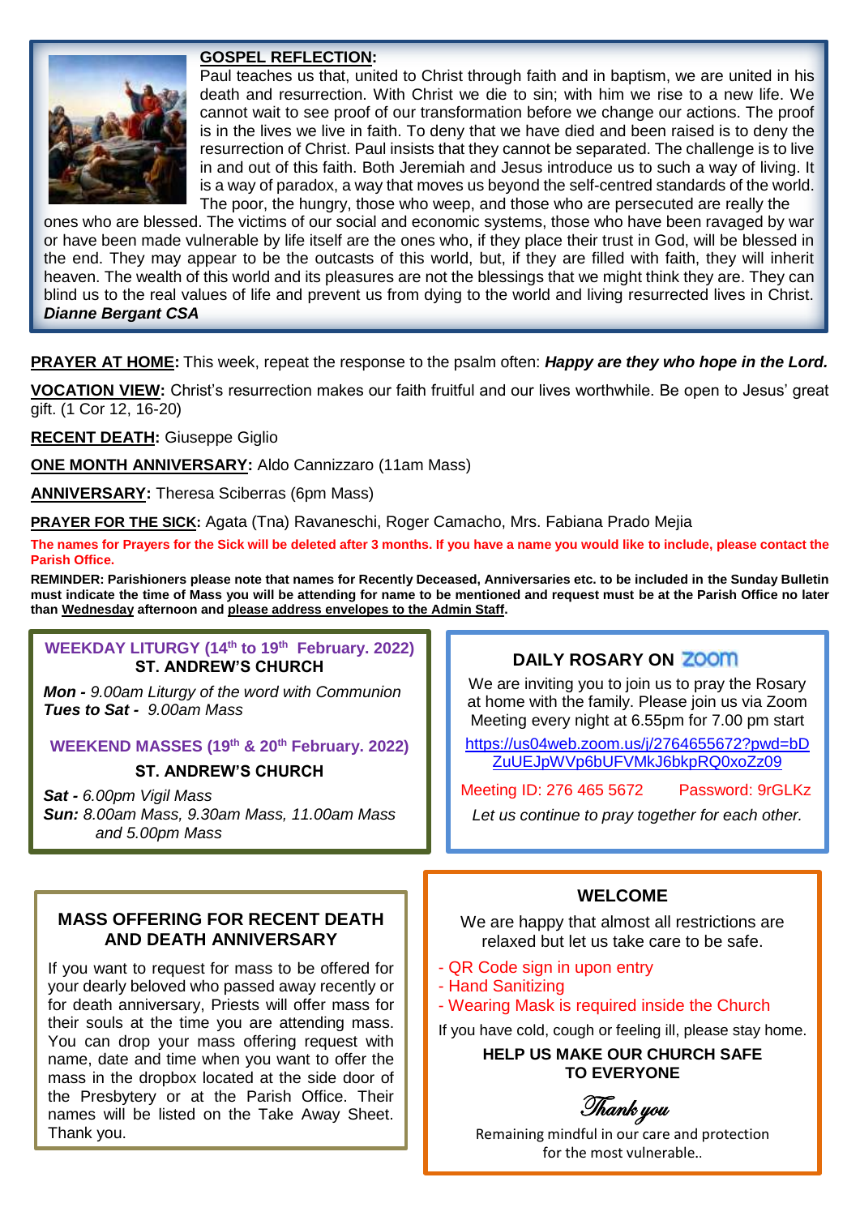**GOSPEL REFLECTION:**

Paul teaches us that, united to Christ through faith and in baptism, we are united in his death and resurrection. With Christ we die to sin; with him we rise to a new life. We cannot wait to see proof of our transformation before we change our actions. The proof is in the lives we live in faith. To deny that we have died and been raised is to deny the resurrection of Christ. Paul insists that they cannot be separated. The challenge is to live in and out of this faith. Both Jeremiah and Jesus introduce us to such a way of living. It is a way of paradox, a way that moves us beyond the self-centred standards of the world. The poor, the hungry, those who weep, and those who are persecuted are really the ones who are blessed. The victims of our social and economic systems, those who have been ravaged by war or have been made vulnerable by life itself are the ones who, if they place their trust in God, will be blessed in the end. They may appear to be the outcasts of this world, but, if they are filled with faith, they will inherit heaven. The wealth of this world and its pleasures are not the blessings that we might think they are. They can blind us to the real values of life and prevent us from dying to the world and living resurrected lives in Christ.
***Dianne Bergant CSA***

**PRAYER AT HOME:** This week, repeat the response to the psalm often: ***Happy are they who hope in the Lord.***

**VOCATION VIEW:** Christ's resurrection makes our faith fruitful and our lives worthwhile. Be open to Jesus' great gift. (1 Cor 12, 16-20)

**RECENT DEATH:** Giuseppe Giglio

**ONE MONTH ANNIVERSARY:** Aldo Cannizzaro (11am Mass)

**ANNIVERSARY:** Theresa Sciberras (6pm Mass)

**PRAYER FOR THE SICK:** Agata (Tna) Ravaneschi, Roger Camacho, Mrs. Fabiana Prado Mejia

**The names for Prayers for the Sick will be deleted after 3 months. If you have a name you would like to include, please contact the Parish Office.**

**REMINDER: Parishioners please note that names for Recently Deceased, Anniversaries etc. to be included in the Sunday Bulletin must indicate the time of Mass you will be attending for name to be mentioned and request must be at the Parish Office no later than Wednesday afternoon and please address envelopes to the Admin Staff.**

**WEEKDAY LITURGY (14th to 19th February. 2022)**
**ST. ANDREW'S CHURCH**

***Mon -*** *9.00am Liturgy of the word with Communion*
***Tues to Sat -*** *9.00am Mass*

**WEEKEND MASSES (19th & 20th February. 2022)**
**ST. ANDREW'S CHURCH**

***Sat -*** *6.00pm Vigil Mass*
***Sun:*** *8.00am Mass, 9.30am Mass, 11.00am Mass and 5.00pm Mass*

**DAILY ROSARY ON ZOOM**

We are inviting you to join us to pray the Rosary at home with the family. Please join us via Zoom Meeting every night at 6.55pm for 7.00 pm start

https://us04web.zoom.us/j/2764655672?pwd=bDZuUEJpWVp6bUFVMkJ6bkpRQ0xoZz09

Meeting ID: 276 465 5672 Password: 9rGLKz

*Let us continue to pray together for each other.*

**MASS OFFERING FOR RECENT DEATH AND DEATH ANNIVERSARY**

If you want to request for mass to be offered for your dearly beloved who passed away recently or for death anniversary, Priests will offer mass for their souls at the time you are attending mass. You can drop your mass offering request with name, date and time when you want to offer the mass in the dropbox located at the side door of the Presbytery or at the Parish Office. Their names will be listed on the Take Away Sheet. Thank you.

**WELCOME**

We are happy that almost all restrictions are relaxed but let us take care to be safe.

- QR Code sign in upon entry
- Hand Sanitizing
- Wearing Mask is required inside the Church

If you have cold, cough or feeling ill, please stay home.

**HELP US MAKE OUR CHURCH SAFE TO EVERYONE**

*Thank you*

Remaining mindful in our care and protection for the most vulnerable..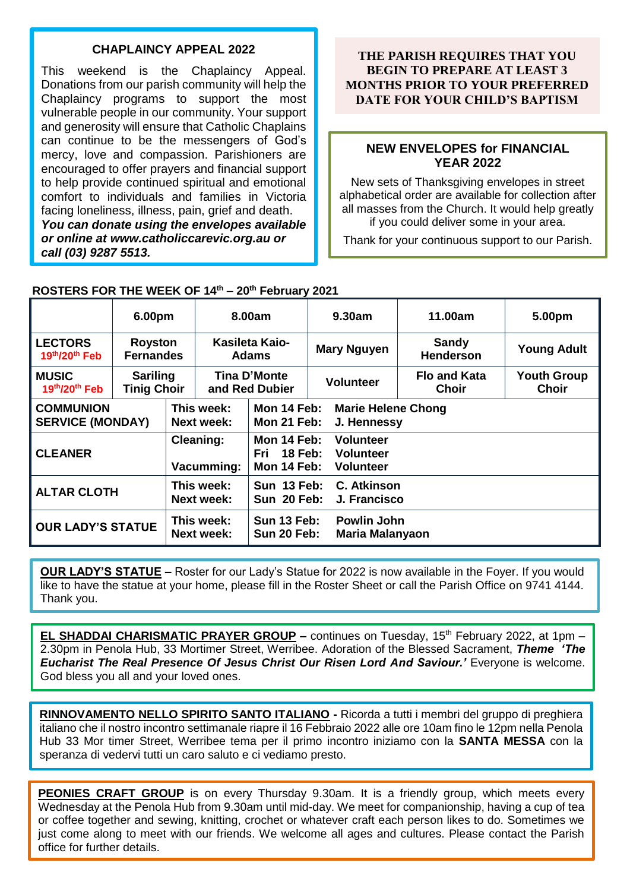## CHAPLAINCY APPEAL 2022

This weekend is the Chaplaincy Appeal. Donations from our parish community will help the Chaplaincy programs to support the most vulnerable people in our community. Your support and generosity will ensure that Catholic Chaplains can continue to be the messengers of God's mercy, love and compassion. Parishioners are encouraged to offer prayers and financial support to help provide continued spiritual and emotional comfort to individuals and families in Victoria facing loneliness, illness, pain, grief and death. ***You can donate using the envelopes available or online at www.catholiccarevic.org.au or call (03) 9287 5513.***

**THE PARISH REQUIRES THAT YOU BEGIN TO PREPARE AT LEAST 3 MONTHS PRIOR TO YOUR PREFERRED DATE FOR YOUR CHILD'S BAPTISM**

## NEW ENVELOPES for FINANCIAL YEAR 2022

New sets of Thanksgiving envelopes in street alphabetical order are available for collection after all masses from the Church. It would help greatly if you could deliver some in your area.

Thank for your continuous support to our Parish.

## ROSTERS FOR THE WEEK OF 14th – 20th February 2021

| | 6.00pm | 8.00am | 9.30am | 11.00am | 5.00pm |
|---|---|---|---|---|---|
| **LECTORS** 19th/20th Feb | **Royston Fernandes** | **Kasileta Kaio-Adams** | **Mary Nguyen** | **Sandy Henderson** | **Young Adult** |
| **MUSIC** 19th/20th Feb | **Sariling Tinig Choir** | **Tina D'Monte and Red Dubier** | **Volunteer** | **Flo and Kata Choir** | **Youth Group Choir** |

| | | | |
|---|---|---|---|
| **COMMUNION SERVICE (MONDAY)** | **This week:**<br>**Next week:** | **Mon 14 Feb:**<br>**Mon 21 Feb:** | **Marie Helene Chong**<br>**J. Hennessy** |
| **CLEANER** | **Cleaning:**<br><br>**Vacumming:** | **Mon 14 Feb:**<br>**Fri 18 Feb:**<br>**Mon 14 Feb:** | **Volunteer**<br>**Volunteer**<br>**Volunteer** |
| **ALTAR CLOTH** | **This week:**<br>**Next week:** | **Sun 13 Feb:**<br>**Sun 20 Feb:** | **C. Atkinson**<br>**J. Francisco** |
| **OUR LADY'S STATUE** | **This week:**<br>**Next week:** | **Sun 13 Feb:**<br>**Sun 20 Feb:** | **Powlin John**<br>**Maria Malanyaon** |

**OUR LADY'S STATUE –** Roster for our Lady's Statue for 2022 is now available in the Foyer. If you would like to have the statue at your home, please fill in the Roster Sheet or call the Parish Office on 9741 4144. Thank you.

**EL SHADDAI CHARISMATIC PRAYER GROUP –** continues on Tuesday, 15th February 2022, at 1pm – 2.30pm in Penola Hub, 33 Mortimer Street, Werribee. Adoration of the Blessed Sacrament, ***Theme 'The Eucharist The Real Presence Of Jesus Christ Our Risen Lord And Saviour.'*** Everyone is welcome. God bless you all and your loved ones.

**RINNOVAMENTO NELLO SPIRITO SANTO ITALIANO -** Ricorda a tutti i membri del gruppo di preghiera italiano che il nostro incontro settimanale riapre il 16 Febbraio 2022 alle ore 10am fino le 12pm nella Penola Hub 33 Mor timer Street, Werribee tema per il primo incontro iniziamo con la **SANTA MESSA** con la speranza di vedervi tutti un caro saluto e ci vediamo presto.

**PEONIES CRAFT GROUP** is on every Thursday 9.30am. It is a friendly group, which meets every Wednesday at the Penola Hub from 9.30am until mid-day. We meet for companionship, having a cup of tea or coffee together and sewing, knitting, crochet or whatever craft each person likes to do. Sometimes we just come along to meet with our friends. We welcome all ages and cultures. Please contact the Parish office for further details.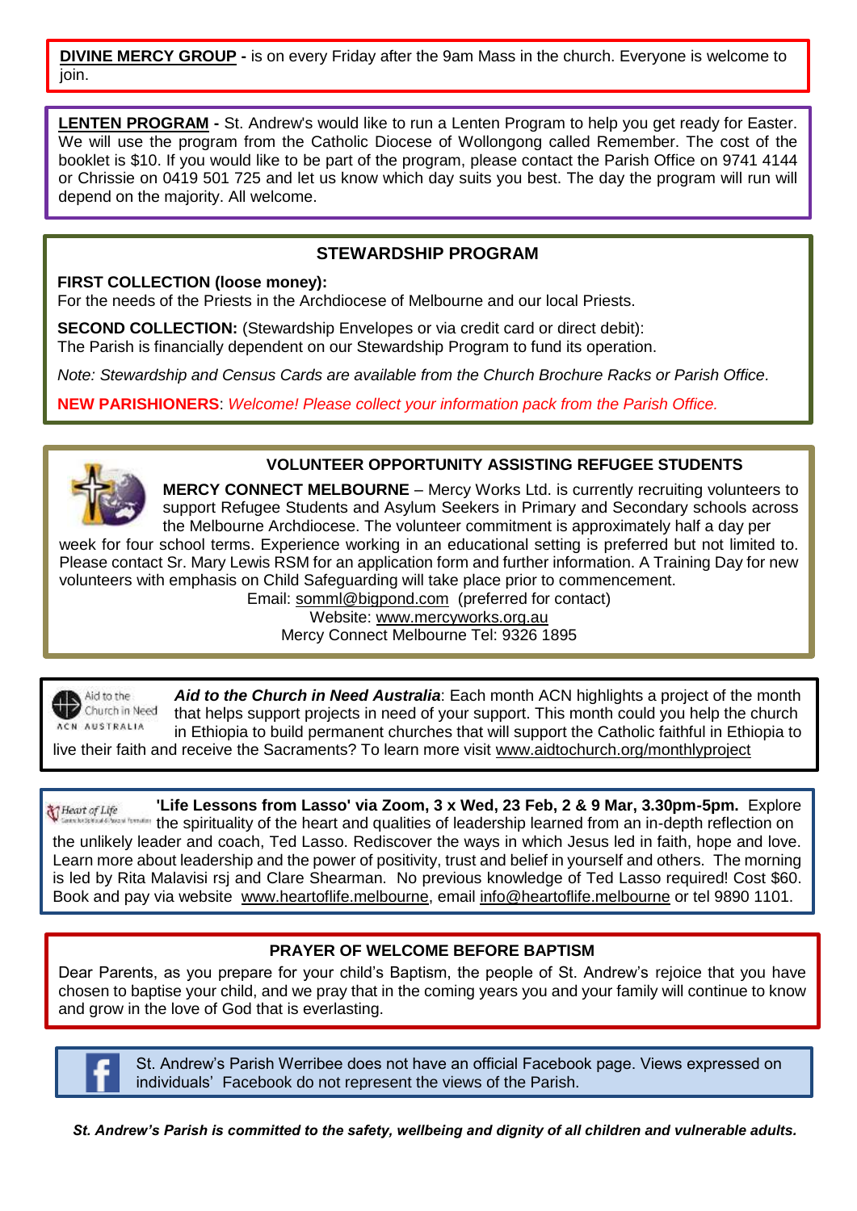**DIVINE MERCY GROUP -** is on every Friday after the 9am Mass in the church. Everyone is welcome to join.

**LENTEN PROGRAM -** St. Andrew's would like to run a Lenten Program to help you get ready for Easter. We will use the program from the Catholic Diocese of Wollongong called Remember. The cost of the booklet is $10. If you would like to be part of the program, please contact the Parish Office on 9741 4144 or Chrissie on 0419 501 725 and let us know which day suits you best. The day the program will run will depend on the majority. All welcome.

## STEWARDSHIP PROGRAM

**FIRST COLLECTION (loose money):**
For the needs of the Priests in the Archdiocese of Melbourne and our local Priests.

**SECOND COLLECTION:** (Stewardship Envelopes or via credit card or direct debit):
The Parish is financially dependent on our Stewardship Program to fund its operation.

*Note: Stewardship and Census Cards are available from the Church Brochure Racks or Parish Office.*

**NEW PARISHIONERS**: *Welcome! Please collect your information pack from the Parish Office.*

## VOLUNTEER OPPORTUNITY ASSISTING REFUGEE STUDENTS

**MERCY CONNECT MELBOURNE** – Mercy Works Ltd. is currently recruiting volunteers to support Refugee Students and Asylum Seekers in Primary and Secondary schools across the Melbourne Archdiocese. The volunteer commitment is approximately half a day per week for four school terms. Experience working in an educational setting is preferred but not limited to. Please contact Sr. Mary Lewis RSM for an application form and further information. A Training Day for new volunteers with emphasis on Child Safeguarding will take place prior to commencement.

Email: somml@bigpond.com (preferred for contact)
Website: www.mercyworks.org.au
Mercy Connect Melbourne Tel: 9326 1895

Aid to the Church in Need ACN AUSTRALIA

***Aid to the Church in Need Australia***: Each month ACN highlights a project of the month that helps support projects in need of your support. This month could you help the church in Ethiopia to build permanent churches that will support the Catholic faithful in Ethiopia to live their faith and receive the Sacraments? To learn more visit www.aidtochurch.org/monthlyproject

Heart of Life

**'Life Lessons from Lasso' via Zoom, 3 x Wed, 23 Feb, 2 & 9 Mar, 3.30pm-5pm.** Explore the spirituality of the heart and qualities of leadership learned from an in-depth reflection on the unlikely leader and coach, Ted Lasso. Rediscover the ways in which Jesus led in faith, hope and love. Learn more about leadership and the power of positivity, trust and belief in yourself and others. The morning is led by Rita Malavisi rsj and Clare Shearman. No previous knowledge of Ted Lasso required! Cost $60. Book and pay via website www.heartoflife.melbourne, email info@heartoflife.melbourne or tel 9890 1101.

## PRAYER OF WELCOME BEFORE BAPTISM

Dear Parents, as you prepare for your child's Baptism, the people of St. Andrew's rejoice that you have chosen to baptise your child, and we pray that in the coming years you and your family will continue to know and grow in the love of God that is everlasting.

St. Andrew's Parish Werribee does not have an official Facebook page. Views expressed on individuals' Facebook do not represent the views of the Parish.

***St. Andrew's Parish is committed to the safety, wellbeing and dignity of all children and vulnerable adults.***